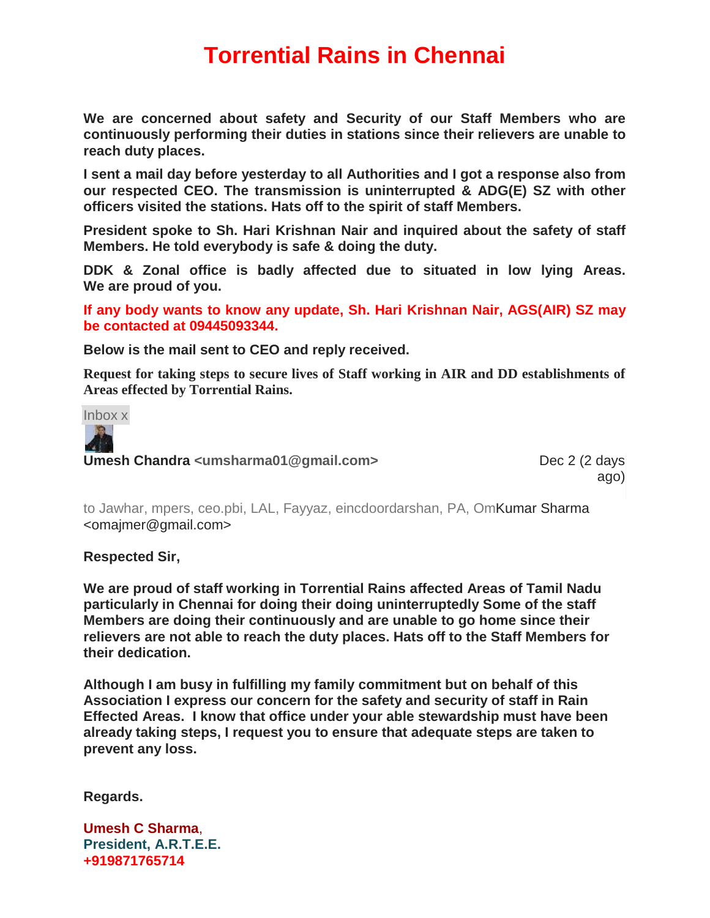# Torrential Rains in Chennai

**We are concerned about safety and Security of our Staff Members who are continuously performing their duties in stations since their relievers are unable to reach duty places.**

**I sent a mail day before yesterday to all Authorities and I got a response also from our respected CEO. The transmission is uninterrupted & ADG(E) SZ with other officers visited the stations. Hats off to the spirit of staff Members.**

**President spoke to Sh. Hari Krishnan Nair and inquired about the safety of staff Members. He told everybody is safe & doing the duty.**

**DDK & Zonal office is badly affected due to situated in low lying Areas. We are proud of you.**

**If any body wants to know any update, Sh. Hari Krishnan Nair, AGS(AIR) SZ may be contacted at 09445093344.**

**Below is the mail sent to CEO and reply received.**

**Request for taking steps to secure lives of Staff working in AIR and DD establishments of Areas effected by Torrential Rains.**

Inbox x

**Umesh Chandra <umsharma01@gmail.com>** Dec 2 (2 days ago)

to Jawhar, mpers, ceo.pbi, LAL, Fayyaz, eincdoordarshan, PA, OmKumar Sharma <omajmer@gmail.com>

**Respected Sir,**

**We are proud of staff working in Torrential Rains affected Areas of Tamil Nadu particularly in Chennai for doing their doing uninterruptedly Some of the staff Members are doing their continuously and are unable to go home since their relievers are not able to reach the duty places. Hats off to the Staff Members for their dedication.**

**Although I am busy in fulfilling my family commitment but on behalf of this Association I express our concern for the safety and security of staff in Rain Effected Areas. I know that office under your able stewardship must have been already taking steps, I request you to ensure that adequate steps are taken to prevent any loss.**

**Regards.**

**Umesh C Sharma**,
**President, A.R.T.E.E.**
**+919871765714**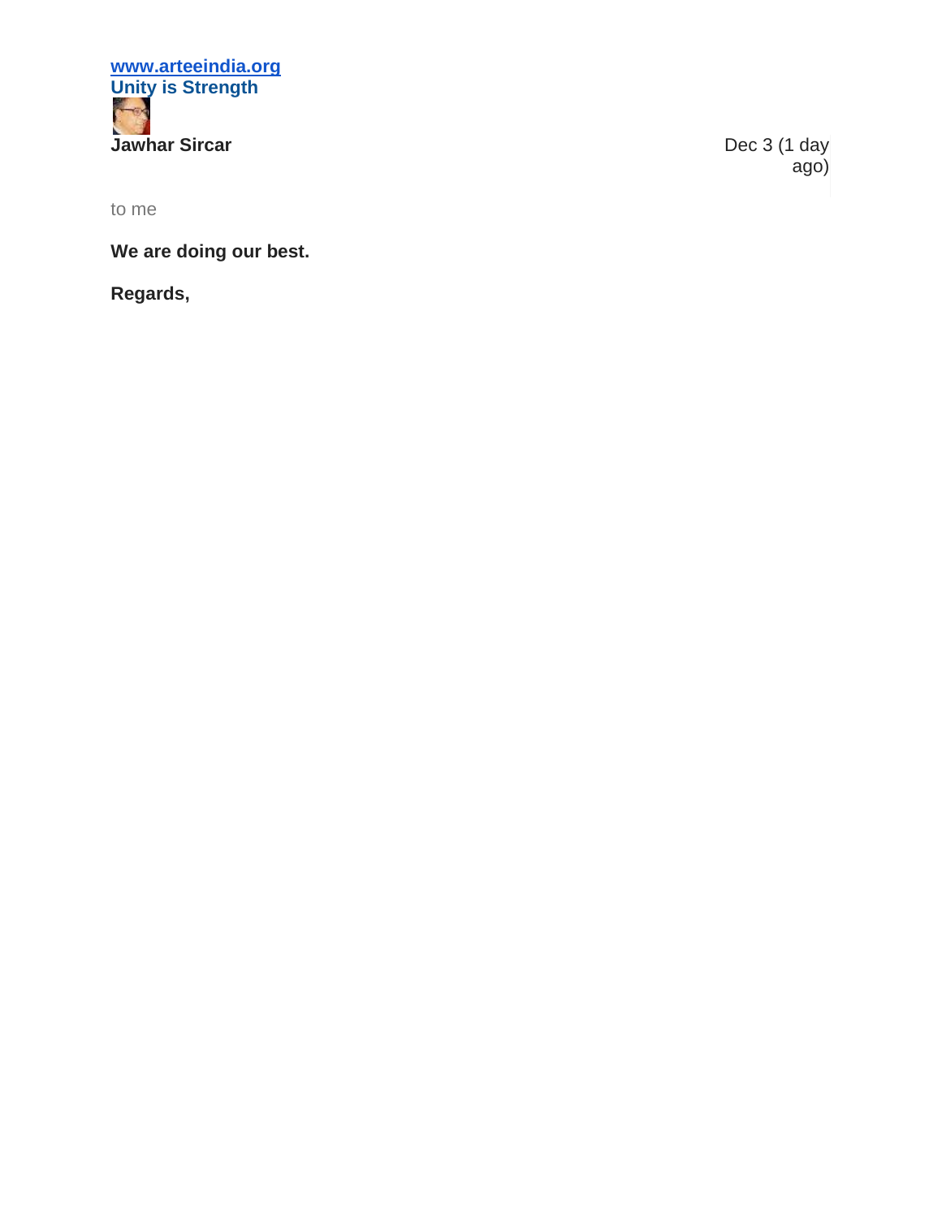[www.arteeindia.org](http://www.arteeindia.org)
**Unity is Strength**

**Jawhar Sircar**

Dec 3 (1 day ago)

to me

**We are doing our best.**

**Regards,**